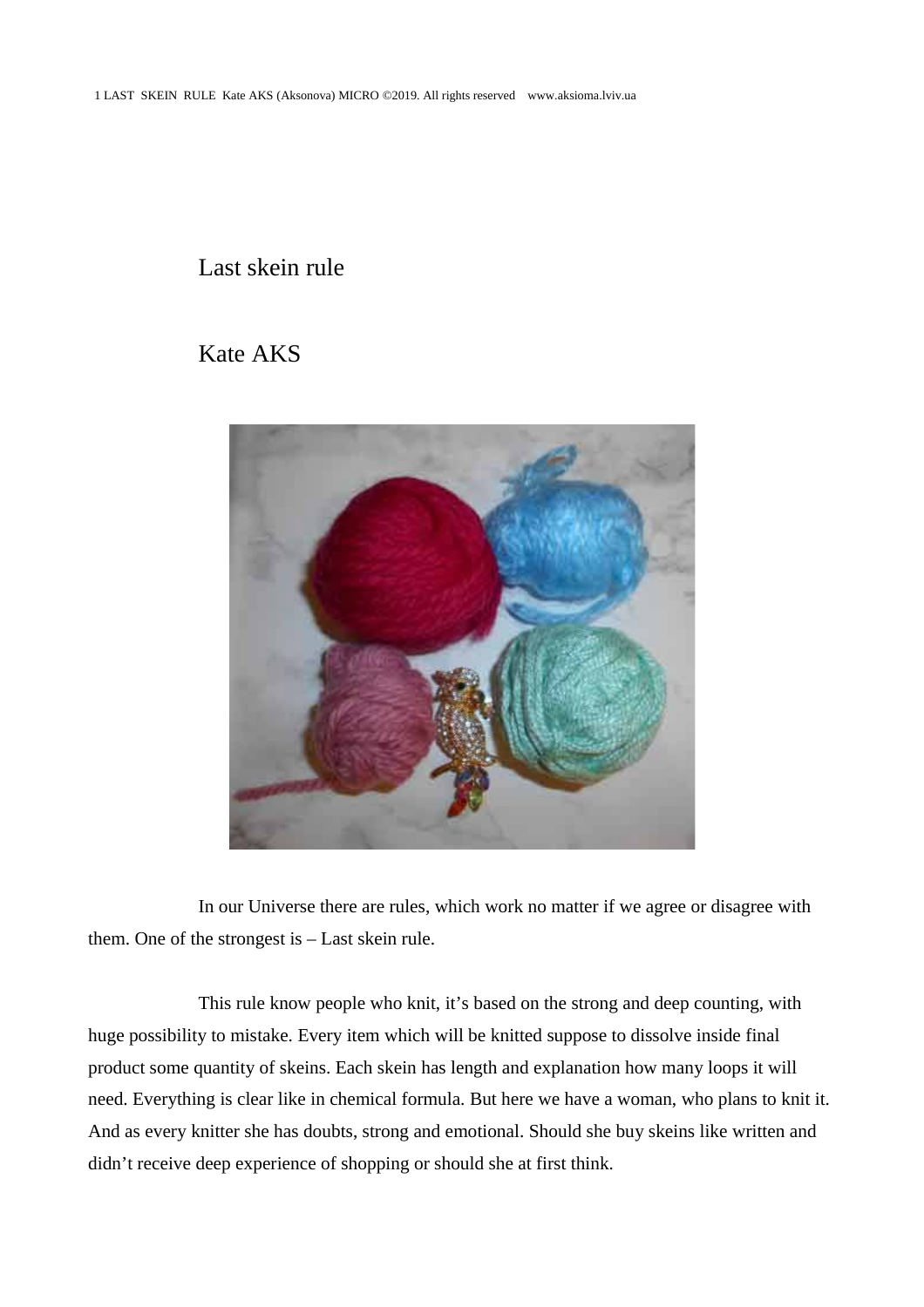# Last skein rule

## Kate AKS

In our Universe there are rules, which work no matter if we agree or disagree with them. One of the strongest is – Last skein rule.

This rule know people who knit, it's based on the strong and deep counting, with huge possibility to mistake. Every item which will be knitted suppose to dissolve inside final product some quantity of skeins. Each skein has length and explanation how many loops it will need. Everything is clear like in chemical formula. But here we have a woman, who plans to knit it. And as every knitter she has doubts, strong and emotional. Should she buy skeins like written and didn't receive deep experience of shopping or should she at first think.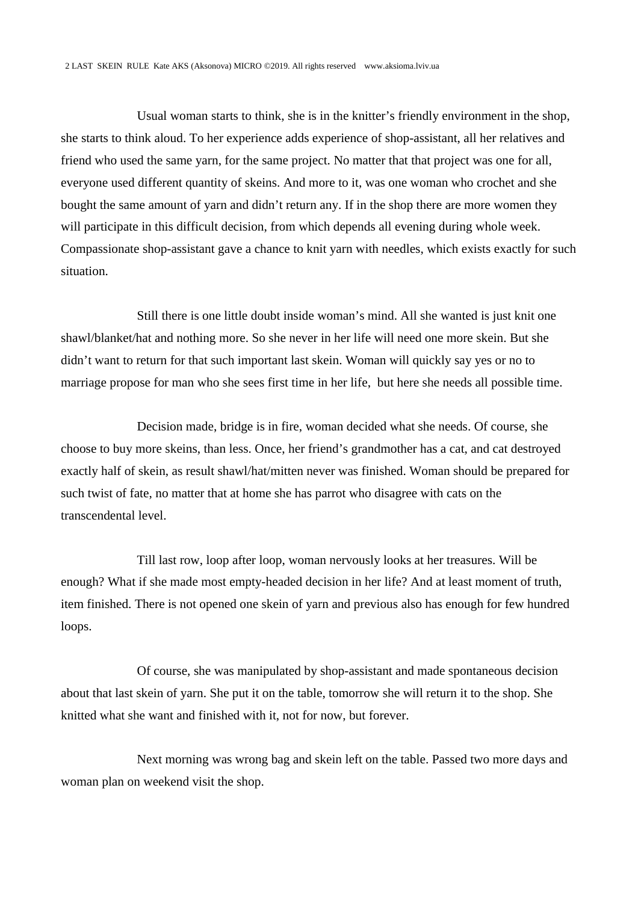Usual woman starts to think, she is in the knitter's friendly environment in the shop, she starts to think aloud. To her experience adds experience of shop-assistant, all her relatives and friend who used the same yarn, for the same project. No matter that that project was one for all, everyone used different quantity of skeins. And more to it, was one woman who crochet and she bought the same amount of yarn and didn't return any. If in the shop there are more women they will participate in this difficult decision, from which depends all evening during whole week. Compassionate shop-assistant gave a chance to knit yarn with needles, which exists exactly for such situation.

Still there is one little doubt inside woman's mind. All she wanted is just knit one shawl/blanket/hat and nothing more. So she never in her life will need one more skein. But she didn't want to return for that such important last skein. Woman will quickly say yes or no to marriage propose for man who she sees first time in her life,  but here she needs all possible time.

Decision made, bridge is in fire, woman decided what she needs. Of course, she choose to buy more skeins, than less. Once, her friend's grandmother has a cat, and cat destroyed exactly half of skein, as result shawl/hat/mitten never was finished. Woman should be prepared for such twist of fate, no matter that at home she has parrot who disagree with cats on the transcendental level.

Till last row, loop after loop, woman nervously looks at her treasures. Will be enough? What if she made most empty-headed decision in her life? And at least moment of truth, item finished. There is not opened one skein of yarn and previous also has enough for few hundred loops.

Of course, she was manipulated by shop-assistant and made spontaneous decision about that last skein of yarn. She put it on the table, tomorrow she will return it to the shop. She knitted what she want and finished with it, not for now, but forever.

Next morning was wrong bag and skein left on the table. Passed two more days and woman plan on weekend visit the shop.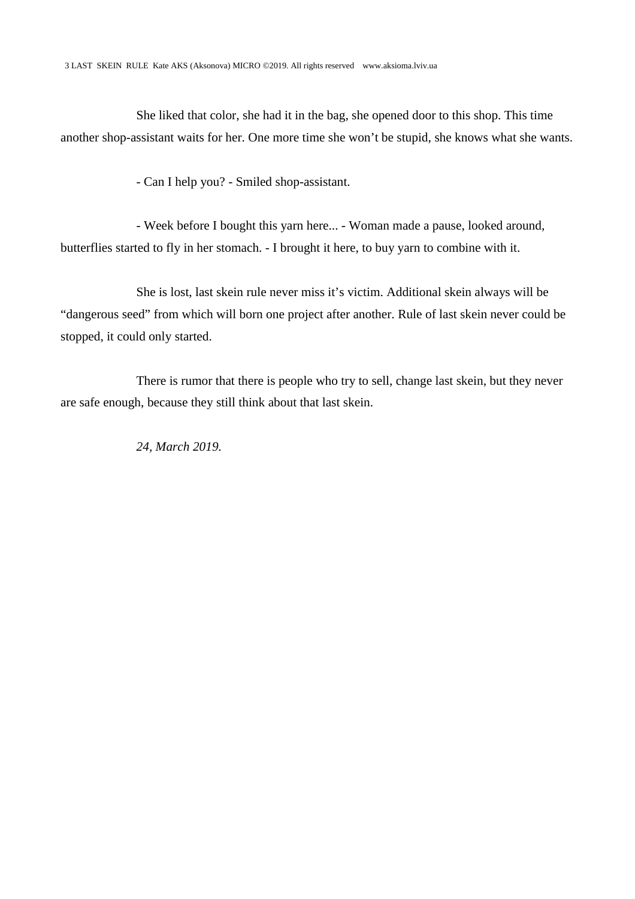She liked that color, she had it in the bag, she opened door to this shop. This time another shop-assistant waits for her. One more time she won't be stupid, she knows what she wants.

- Can I help you? - Smiled shop-assistant.

- Week before I bought this yarn here... - Woman made a pause, looked around, butterflies started to fly in her stomach. - I brought it here, to buy yarn to combine with it.

She is lost, last skein rule never miss it's victim. Additional skein always will be "dangerous seed" from which will born one project after another. Rule of last skein never could be stopped, it could only started.

There is rumor that there is people who try to sell, change last skein, but they never are safe enough, because they still think about that last skein.

*24, March 2019.*